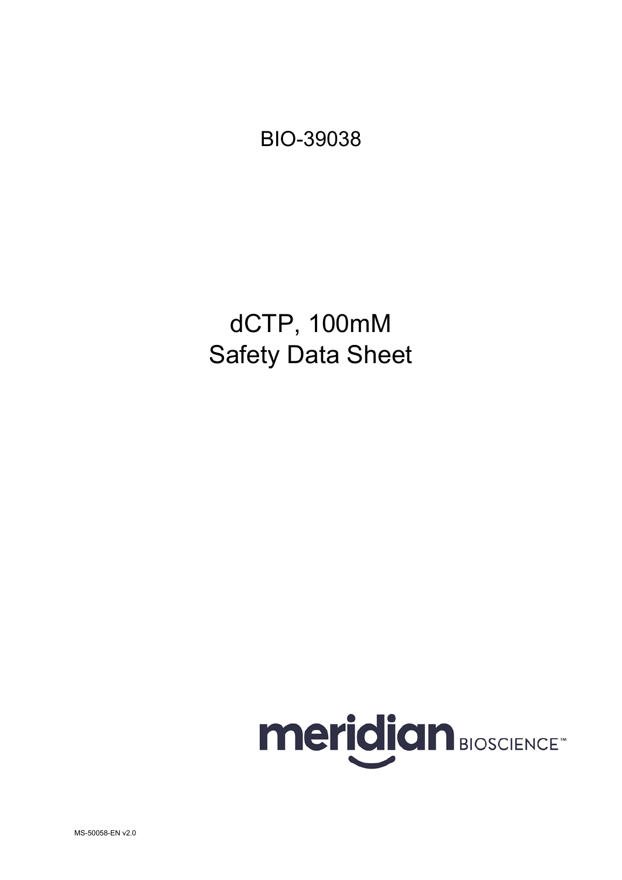BIO-39038

# dCTP, 100mM
# Safety Data Sheet

meridian BIOSCIENCE™

MS-50058-EN v2.0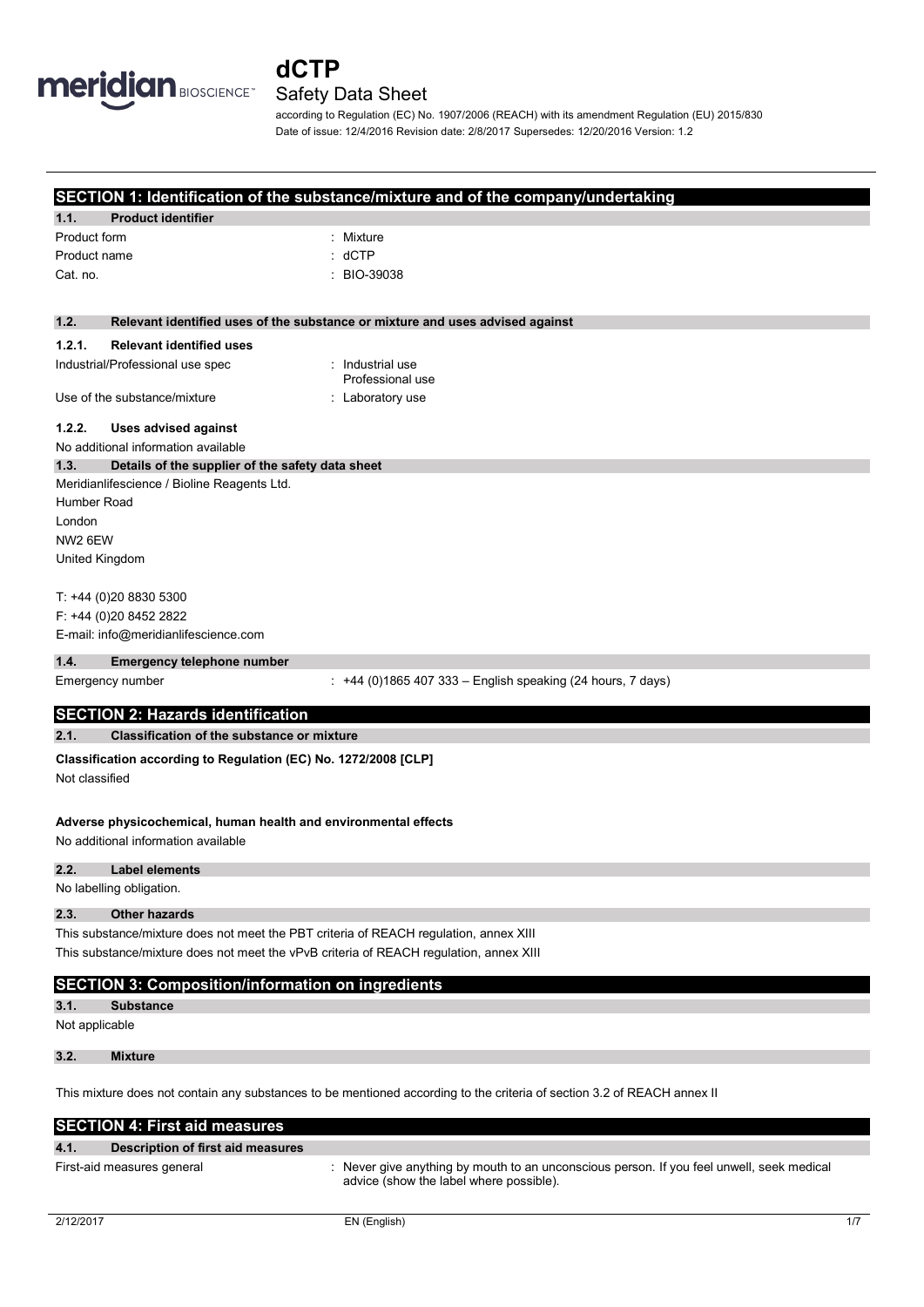# dCTP

## Safety Data Sheet

according to Regulation (EC) No. 1907/2006 (REACH) with its amendment Regulation (EU) 2015/830

Date of issue: 12/4/2016 Revision date: 2/8/2017 Supersedes: 12/20/2016 Version: 1.2

## SECTION 1: Identification of the substance/mixture and of the company/undertaking

### 1.1. Product identifier

Product form : Mixture

Product name : dCTP

Cat. no. : BIO-39038

### 1.2. Relevant identified uses of the substance or mixture and uses advised against

#### 1.2.1. Relevant identified uses

Industrial/Professional use spec : Industrial use
Professional use

Use of the substance/mixture : Laboratory use

#### 1.2.2. Uses advised against

No additional information available

### 1.3. Details of the supplier of the safety data sheet

Meridianlifescience / Bioline Reagents Ltd.
Humber Road
London
NW2 6EW
United Kingdom

T: +44 (0)20 8830 5300
F: +44 (0)20 8452 2822
E-mail: info@meridianlifescience.com

### 1.4. Emergency telephone number

Emergency number : +44 (0)1865 407 333 – English speaking (24 hours, 7 days)

## SECTION 2: Hazards identification

### 2.1. Classification of the substance or mixture

**Classification according to Regulation (EC) No. 1272/2008 [CLP]**

Not classified

**Adverse physicochemical, human health and environmental effects**

No additional information available

### 2.2. Label elements

No labelling obligation.

### 2.3. Other hazards

This substance/mixture does not meet the PBT criteria of REACH regulation, annex XIII

This substance/mixture does not meet the vPvB criteria of REACH regulation, annex XIII

## SECTION 3: Composition/information on ingredients

### 3.1. Substance

Not applicable

### 3.2. Mixture

This mixture does not contain any substances to be mentioned according to the criteria of section 3.2 of REACH annex II

## SECTION 4: First aid measures

### 4.1. Description of first aid measures

First-aid measures general : Never give anything by mouth to an unconscious person. If you feel unwell, seek medical advice (show the label where possible).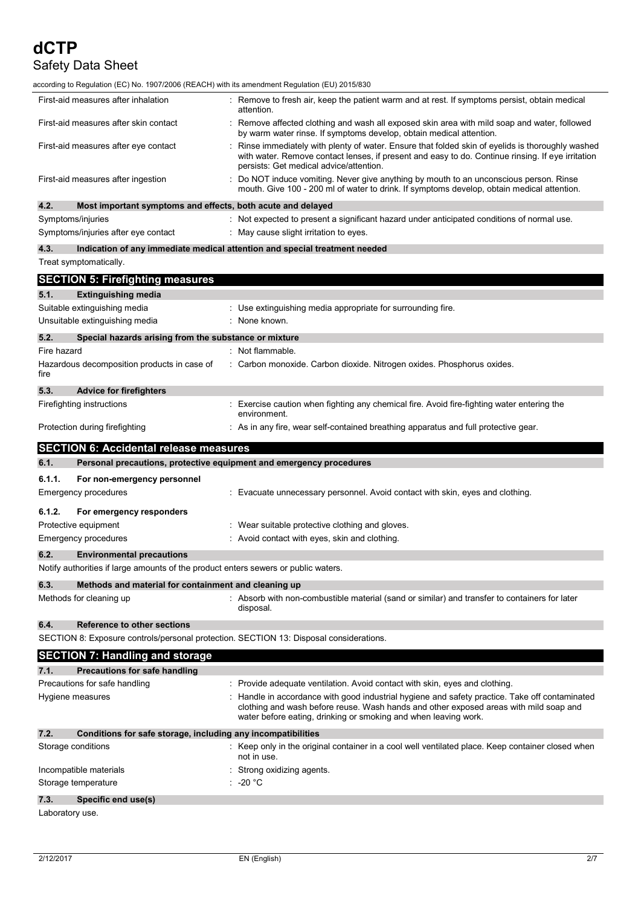| | |
|---|---|
| First-aid measures after inhalation | : Remove to fresh air, keep the patient warm and at rest. If symptoms persist, obtain medical attention. |
| First-aid measures after skin contact | : Remove affected clothing and wash all exposed skin area with mild soap and water, followed by warm water rinse. If symptoms develop, obtain medical attention. |
| First-aid measures after eye contact | : Rinse immediately with plenty of water. Ensure that folded skin of eyelids is thoroughly washed with water. Remove contact lenses, if present and easy to do. Continue rinsing. If eye irritation persists: Get medical advice/attention. |
| First-aid measures after ingestion | : Do NOT induce vomiting. Never give anything by mouth to an unconscious person. Rinse mouth. Give 100 - 200 ml of water to drink. If symptoms develop, obtain medical attention. |

### 4.2. Most important symptoms and effects, both acute and delayed

| | |
|---|---|
| Symptoms/injuries | : Not expected to present a significant hazard under anticipated conditions of normal use. |
| Symptoms/injuries after eye contact | : May cause slight irritation to eyes. |

### 4.3. Indication of any immediate medical attention and special treatment needed

Treat symptomatically.

## SECTION 5: Firefighting measures

### 5.1. Extinguishing media

| | |
|---|---|
| Suitable extinguishing media | : Use extinguishing media appropriate for surrounding fire. |
| Unsuitable extinguishing media | : None known. |

### 5.2. Special hazards arising from the substance or mixture

| | |
|---|---|
| Fire hazard | : Not flammable. |
| Hazardous decomposition products in case of fire | : Carbon monoxide. Carbon dioxide. Nitrogen oxides. Phosphorus oxides. |

### 5.3. Advice for firefighters

| | |
|---|---|
| Firefighting instructions | : Exercise caution when fighting any chemical fire. Avoid fire-fighting water entering the environment. |
| Protection during firefighting | : As in any fire, wear self-contained breathing apparatus and full protective gear. |

## SECTION 6: Accidental release measures

### 6.1. Personal precautions, protective equipment and emergency procedures

#### 6.1.1. For non-emergency personnel

| | |
|---|---|
| Emergency procedures | : Evacuate unnecessary personnel. Avoid contact with skin, eyes and clothing. |

#### 6.1.2. For emergency responders

| | |
|---|---|
| Protective equipment | : Wear suitable protective clothing and gloves. |
| Emergency procedures | : Avoid contact with eyes, skin and clothing. |

### 6.2. Environmental precautions

Notify authorities if large amounts of the product enters sewers or public waters.

### 6.3. Methods and material for containment and cleaning up

| | |
|---|---|
| Methods for cleaning up | : Absorb with non-combustible material (sand or similar) and transfer to containers for later disposal. |

### 6.4. Reference to other sections

SECTION 8: Exposure controls/personal protection. SECTION 13: Disposal considerations.

## SECTION 7: Handling and storage

### 7.1. Precautions for safe handling

| | |
|---|---|
| Precautions for safe handling | : Provide adequate ventilation. Avoid contact with skin, eyes and clothing. |
| Hygiene measures | : Handle in accordance with good industrial hygiene and safety practice. Take off contaminated clothing and wash before reuse. Wash hands and other exposed areas with mild soap and water before eating, drinking or smoking and when leaving work. |

### 7.2. Conditions for safe storage, including any incompatibilities

| | |
|---|---|
| Storage conditions | : Keep only in the original container in a cool well ventilated place. Keep container closed when not in use. |
| Incompatible materials | : Strong oxidizing agents. |
| Storage temperature | : -20 °C |

### 7.3. Specific end use(s)

Laboratory use.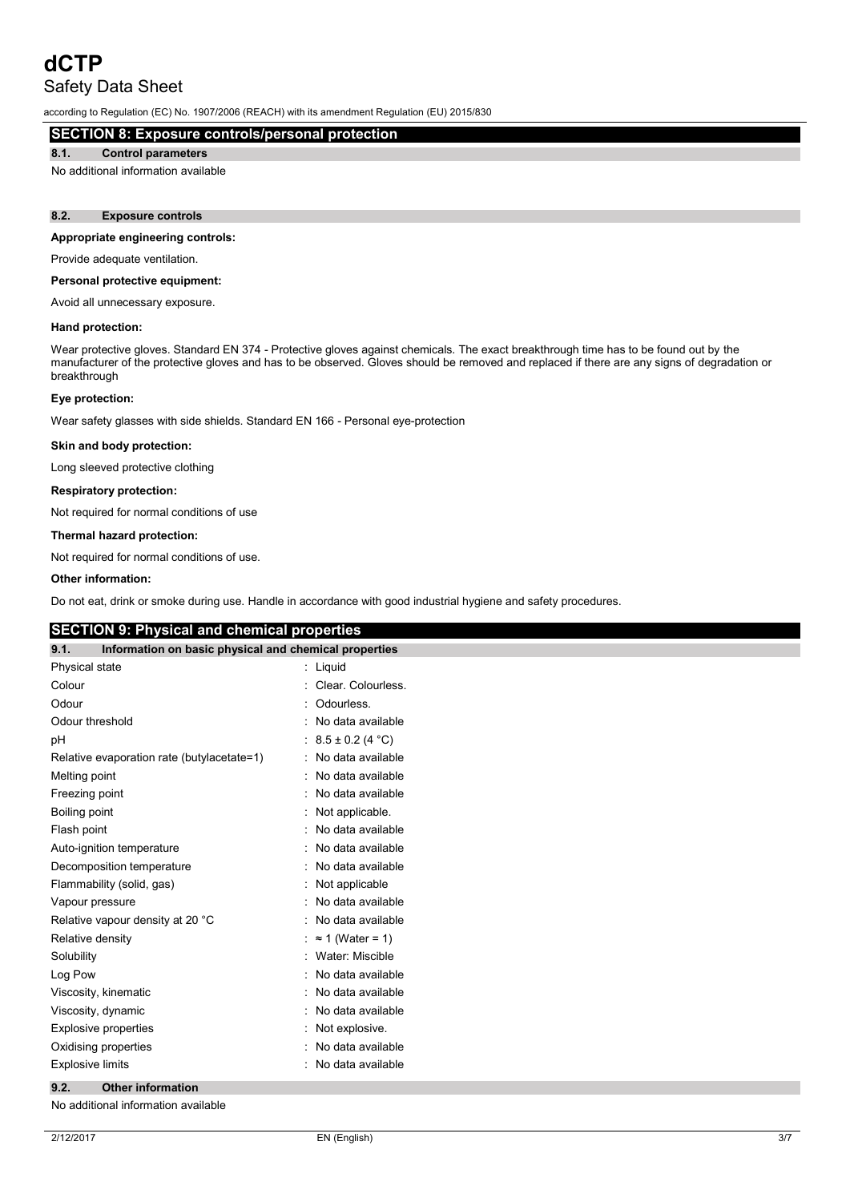## SECTION 8: Exposure controls/personal protection

### 8.1. Control parameters

No additional information available

### 8.2. Exposure controls

**Appropriate engineering controls:**

Provide adequate ventilation.

**Personal protective equipment:**

Avoid all unnecessary exposure.

**Hand protection:**

Wear protective gloves. Standard EN 374 - Protective gloves against chemicals. The exact breakthrough time has to be found out by the manufacturer of the protective gloves and has to be observed. Gloves should be removed and replaced if there are any signs of degradation or breakthrough

**Eye protection:**

Wear safety glasses with side shields. Standard EN 166 - Personal eye-protection

**Skin and body protection:**

Long sleeved protective clothing

**Respiratory protection:**

Not required for normal conditions of use

**Thermal hazard protection:**

Not required for normal conditions of use.

**Other information:**

Do not eat, drink or smoke during use. Handle in accordance with good industrial hygiene and safety procedures.

## SECTION 9: Physical and chemical properties

### 9.1. Information on basic physical and chemical properties

| Property | Value |
|---|---|
| Physical state | : Liquid |
| Colour | : Clear. Colourless. |
| Odour | : Odourless. |
| Odour threshold | : No data available |
| pH | : 8.5 ± 0.2 (4 °C) |
| Relative evaporation rate (butylacetate=1) | : No data available |
| Melting point | : No data available |
| Freezing point | : No data available |
| Boiling point | : Not applicable. |
| Flash point | : No data available |
| Auto-ignition temperature | : No data available |
| Decomposition temperature | : No data available |
| Flammability (solid, gas) | : Not applicable |
| Vapour pressure | : No data available |
| Relative vapour density at 20 °C | : No data available |
| Relative density | : ≈ 1 (Water = 1) |
| Solubility | : Water: Miscible |
| Log Pow | : No data available |
| Viscosity, kinematic | : No data available |
| Viscosity, dynamic | : No data available |
| Explosive properties | : Not explosive. |
| Oxidising properties | : No data available |
| Explosive limits | : No data available |

### 9.2. Other information

No additional information available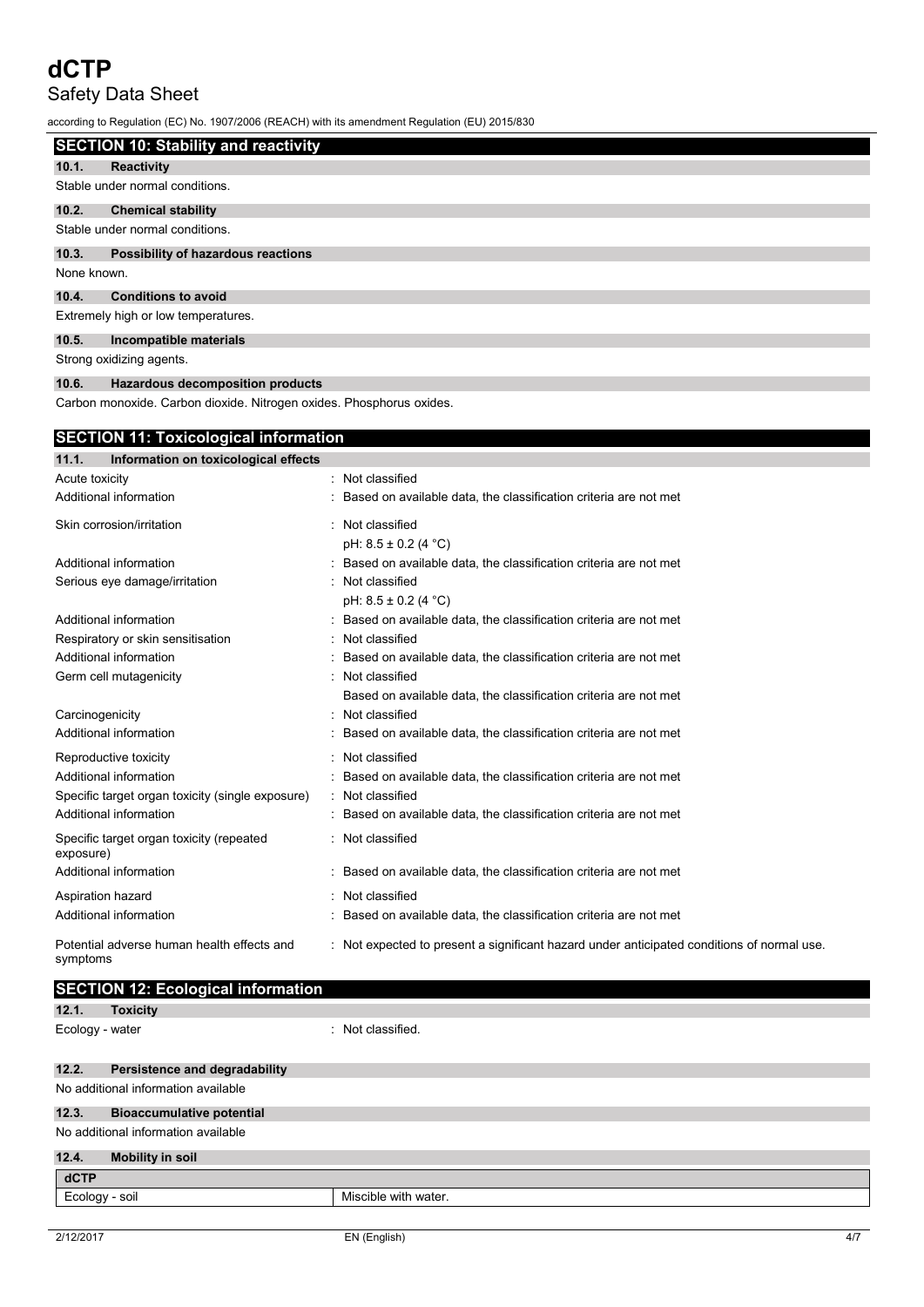## SECTION 10: Stability and reactivity

### 10.1. Reactivity

Stable under normal conditions.

### 10.2. Chemical stability

Stable under normal conditions.

### 10.3. Possibility of hazardous reactions

None known.

### 10.4. Conditions to avoid

Extremely high or low temperatures.

### 10.5. Incompatible materials

Strong oxidizing agents.

### 10.6. Hazardous decomposition products

Carbon monoxide. Carbon dioxide. Nitrogen oxides. Phosphorus oxides.

## SECTION 11: Toxicological information

### 11.1. Information on toxicological effects

| | |
|---|---|
| Acute toxicity | : Not classified |
| Additional information | : Based on available data, the classification criteria are not met |
| Skin corrosion/irritation | : Not classified<br>pH: 8.5 ± 0.2 (4 °C) |
| Additional information | : Based on available data, the classification criteria are not met |
| Serious eye damage/irritation | : Not classified<br>pH: 8.5 ± 0.2 (4 °C) |
| Additional information | : Based on available data, the classification criteria are not met |
| Respiratory or skin sensitisation | : Not classified |
| Additional information | : Based on available data, the classification criteria are not met |
| Germ cell mutagenicity | : Not classified<br>Based on available data, the classification criteria are not met |
| Carcinogenicity | : Not classified |
| Additional information | : Based on available data, the classification criteria are not met |
| Reproductive toxicity | : Not classified |
| Additional information | : Based on available data, the classification criteria are not met |
| Specific target organ toxicity (single exposure) | : Not classified |
| Additional information | : Based on available data, the classification criteria are not met |
| Specific target organ toxicity (repeated exposure) | : Not classified |
| Additional information | : Based on available data, the classification criteria are not met |
| Aspiration hazard | : Not classified |
| Additional information | : Based on available data, the classification criteria are not met |
| Potential adverse human health effects and symptoms | : Not expected to present a significant hazard under anticipated conditions of normal use. |

## SECTION 12: Ecological information

### 12.1. Toxicity

Ecology - water : Not classified.

### 12.2. Persistence and degradability

No additional information available

### 12.3. Bioaccumulative potential

No additional information available

### 12.4. Mobility in soil

| dCTP | |
|---|---|
| Ecology - soil | Miscible with water. |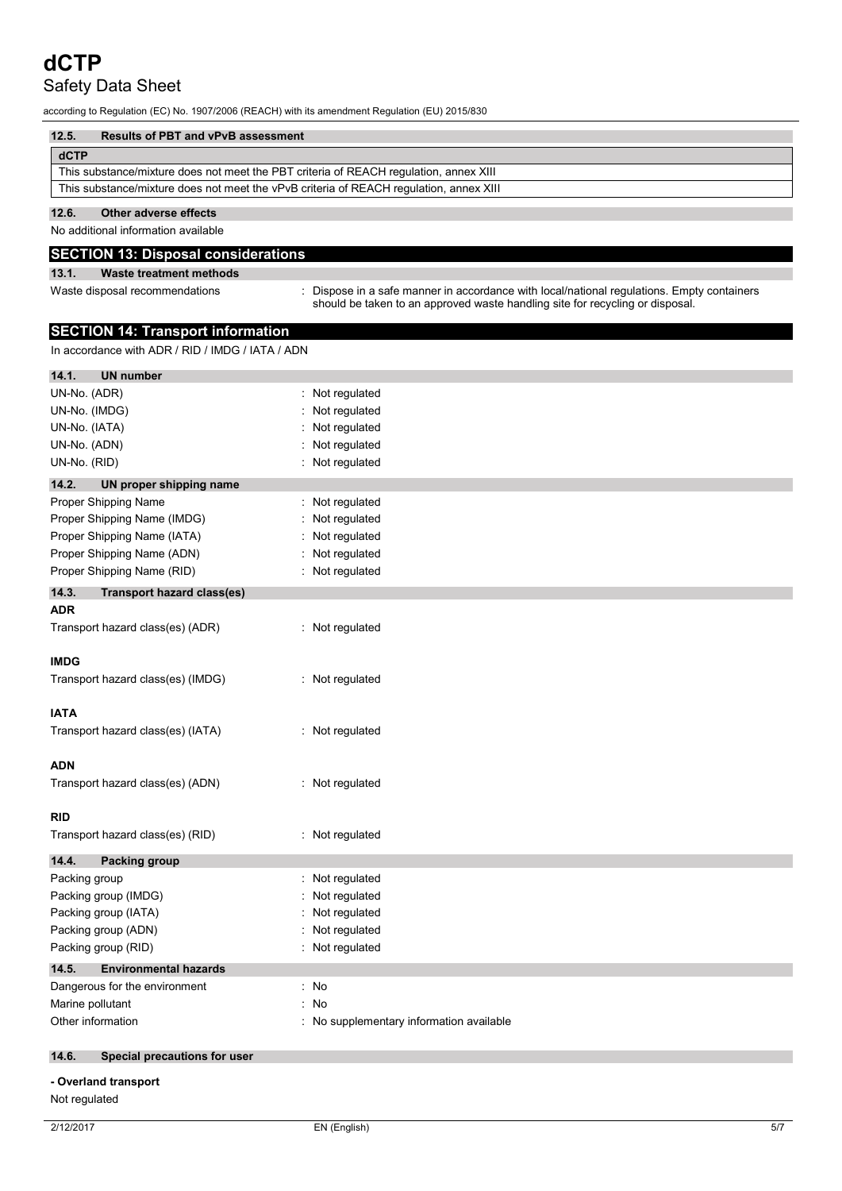### 12.5. Results of PBT and vPvB assessment

| dCTP |
|---|
| This substance/mixture does not meet the PBT criteria of REACH regulation, annex XIII |
| This substance/mixture does not meet the vPvB criteria of REACH regulation, annex XIII |

### 12.6. Other adverse effects

No additional information available

## SECTION 13: Disposal considerations

### 13.1. Waste treatment methods

Waste disposal recommendations : Dispose in a safe manner in accordance with local/national regulations. Empty containers should be taken to an approved waste handling site for recycling or disposal.

## SECTION 14: Transport information

In accordance with ADR / RID / IMDG / IATA / ADN

### 14.1. UN number

UN-No. (ADR) : Not regulated
UN-No. (IMDG) : Not regulated
UN-No. (IATA) : Not regulated
UN-No. (ADN) : Not regulated
UN-No. (RID) : Not regulated

### 14.2. UN proper shipping name

Proper Shipping Name : Not regulated
Proper Shipping Name (IMDG) : Not regulated
Proper Shipping Name (IATA) : Not regulated
Proper Shipping Name (ADN) : Not regulated
Proper Shipping Name (RID) : Not regulated

### 14.3. Transport hazard class(es)

**ADR**

Transport hazard class(es) (ADR) : Not regulated

**IMDG**

Transport hazard class(es) (IMDG) : Not regulated

**IATA**

Transport hazard class(es) (IATA) : Not regulated

**ADN**

Transport hazard class(es) (ADN) : Not regulated

**RID**

Transport hazard class(es) (RID) : Not regulated

### 14.4. Packing group

Packing group : Not regulated
Packing group (IMDG) : Not regulated
Packing group (IATA) : Not regulated
Packing group (ADN) : Not regulated
Packing group (RID) : Not regulated

### 14.5. Environmental hazards

Dangerous for the environment : No
Marine pollutant : No
Other information : No supplementary information available

### 14.6. Special precautions for user

**- Overland transport**

Not regulated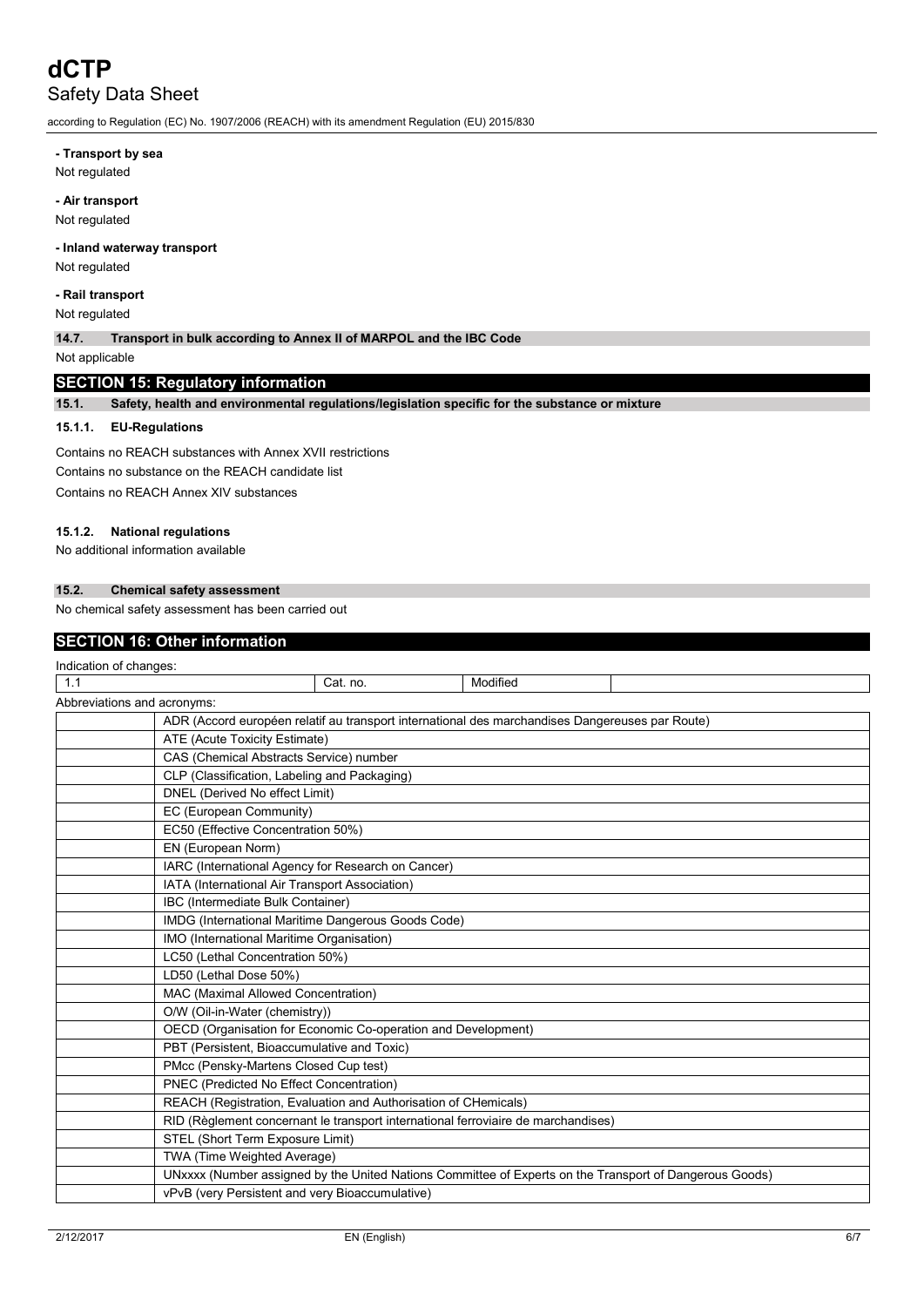**- Transport by sea**

Not regulated

**- Air transport**

Not regulated

**- Inland waterway transport**

Not regulated

**- Rail transport**

Not regulated

**14.7. Transport in bulk according to Annex II of MARPOL and the IBC Code**

Not applicable

## SECTION 15: Regulatory information

**15.1. Safety, health and environmental regulations/legislation specific for the substance or mixture**

**15.1.1. EU-Regulations**

Contains no REACH substances with Annex XVII restrictions

Contains no substance on the REACH candidate list

Contains no REACH Annex XIV substances

**15.1.2. National regulations**

No additional information available

**15.2. Chemical safety assessment**

No chemical safety assessment has been carried out

## SECTION 16: Other information

Indication of changes:

| 1.1 | Cat. no. | Modified | |
|---|---|---|---|

Abbreviations and acronyms:

| | |
|---|---|
| | ADR (Accord européen relatif au transport international des marchandises Dangereuses par Route) |
| | ATE (Acute Toxicity Estimate) |
| | CAS (Chemical Abstracts Service) number |
| | CLP (Classification, Labeling and Packaging) |
| | DNEL (Derived No effect Limit) |
| | EC (European Community) |
| | EC50 (Effective Concentration 50%) |
| | EN (European Norm) |
| | IARC (International Agency for Research on Cancer) |
| | IATA (International Air Transport Association) |
| | IBC (Intermediate Bulk Container) |
| | IMDG (International Maritime Dangerous Goods Code) |
| | IMO (International Maritime Organisation) |
| | LC50 (Lethal Concentration 50%) |
| | LD50 (Lethal Dose 50%) |
| | MAC (Maximal Allowed Concentration) |
| | O/W (Oil-in-Water (chemistry)) |
| | OECD (Organisation for Economic Co-operation and Development) |
| | PBT (Persistent, Bioaccumulative and Toxic) |
| | PMcc (Pensky-Martens Closed Cup test) |
| | PNEC (Predicted No Effect Concentration) |
| | REACH (Registration, Evaluation and Authorisation of CHemicals) |
| | RID (Règlement concernant le transport international ferroviaire de marchandises) |
| | STEL (Short Term Exposure Limit) |
| | TWA (Time Weighted Average) |
| | UNxxxx (Number assigned by the United Nations Committee of Experts on the Transport of Dangerous Goods) |
| | vPvB (very Persistent and very Bioaccumulative) |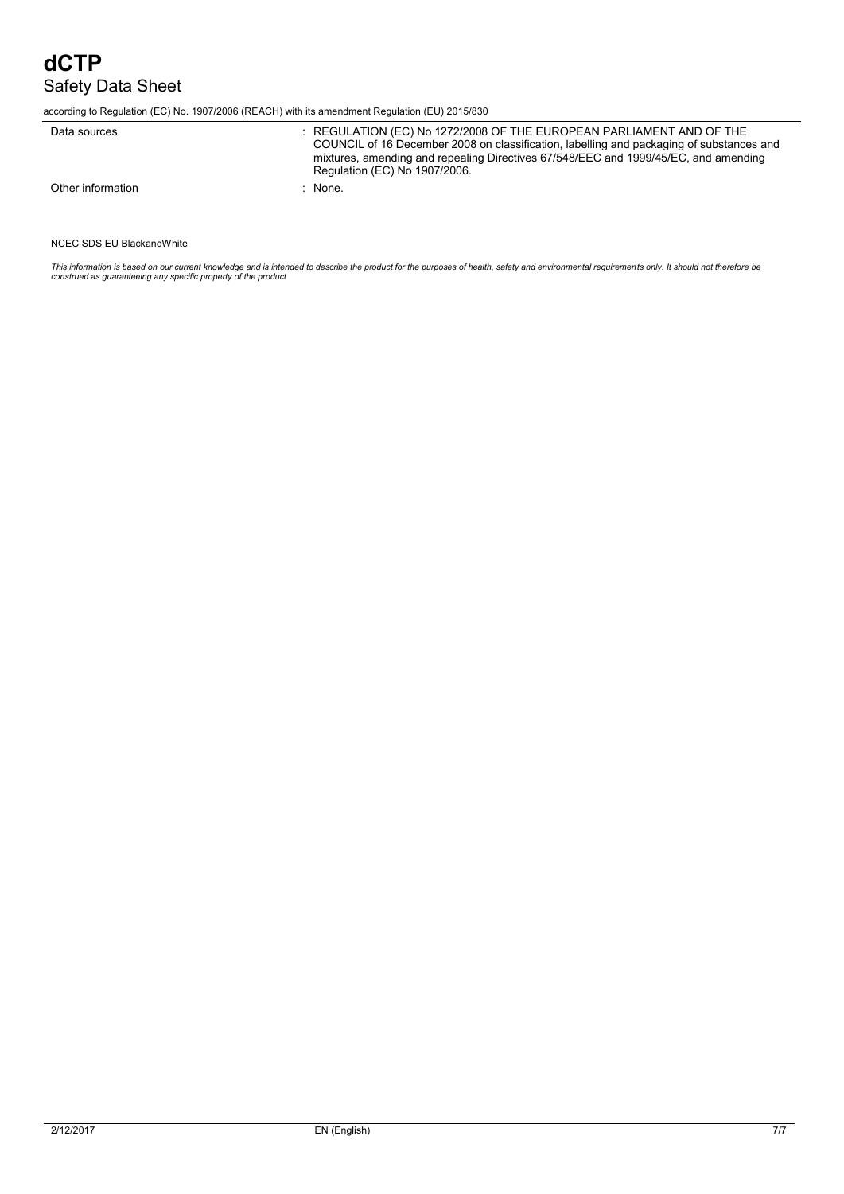| | |
|---|---|
| Data sources | : REGULATION (EC) No 1272/2008 OF THE EUROPEAN PARLIAMENT AND OF THE COUNCIL of 16 December 2008 on classification, labelling and packaging of substances and mixtures, amending and repealing Directives 67/548/EEC and 1999/45/EC, and amending Regulation (EC) No 1907/2006. |
| Other information | : None. |

NCEC SDS EU BlackandWhite

*This information is based on our current knowledge and is intended to describe the product for the purposes of health, safety and environmental requirements only. It should not therefore be construed as guaranteeing any specific property of the product*